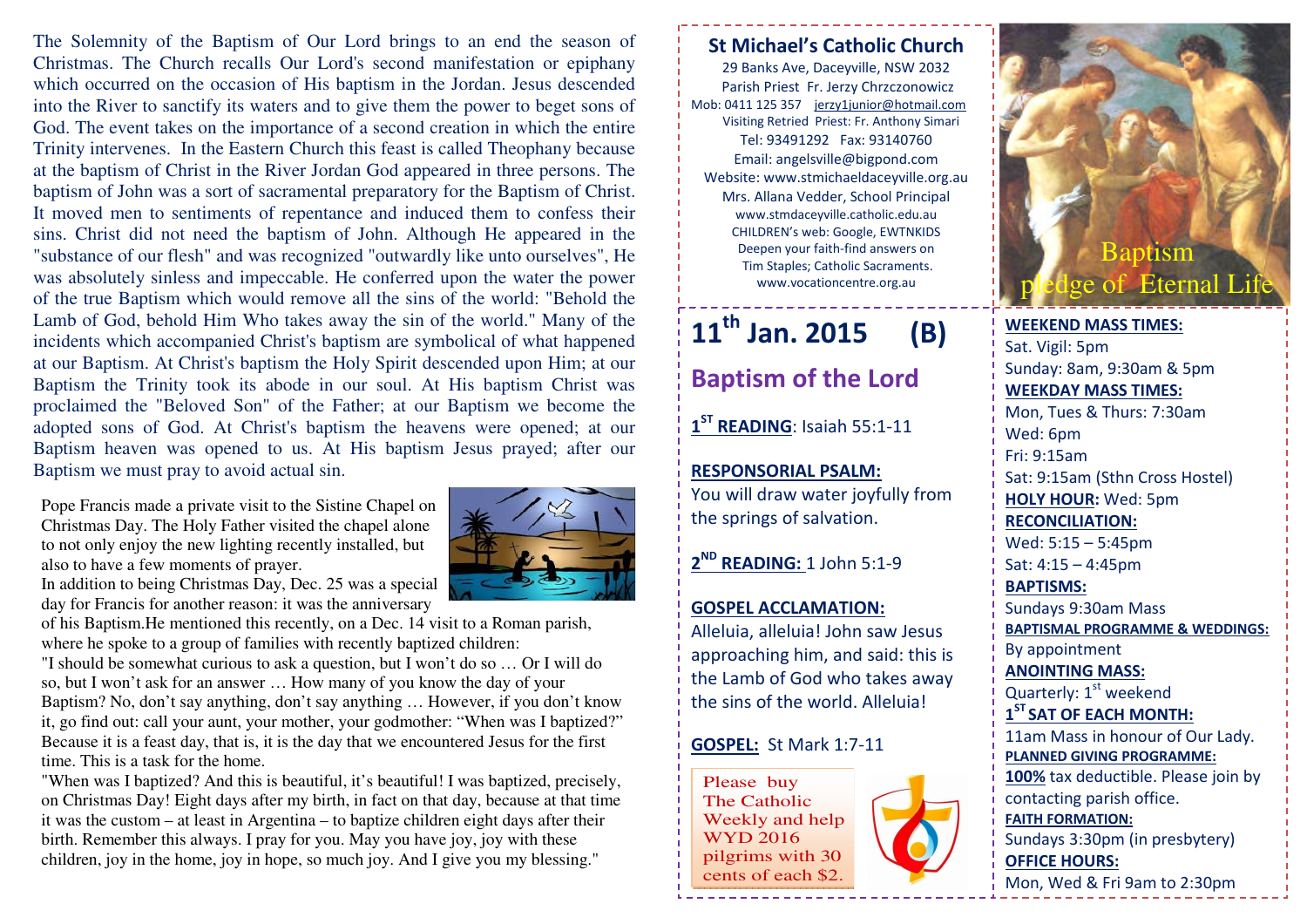The Solemnity of the Baptism of Our Lord brings to an end the season of Christmas. The Church recalls Our Lord's second manifestation or epiphany which occurred on the occasion of His baptism in the Jordan. Jesus descended into the River to sanctify its waters and to give them the power to beget sons of God. The event takes on the importance of a second creation in which the entire Trinity intervenes. In the Eastern Church this feast is called Theophany because at the baptism of Christ in the River Jordan God appeared in three persons. The baptism of John was a sort of sacramental preparatory for the Baptism of Christ. It moved men to sentiments of repentance and induced them to confess their sins. Christ did not need the baptism of John. Although He appeared in the "substance of our flesh" and was recognized "outwardly like unto ourselves", He was absolutely sinless and impeccable. He conferred upon the water the power of the true Baptism which would remove all the sins of the world: "Behold the Lamb of God, behold Him Who takes away the sin of the world." Many of the incidents which accompanied Christ's baptism are symbolical of what happened at our Baptism. At Christ's baptism the Holy Spirit descended upon Him; at our Baptism the Trinity took its abode in our soul. At His baptism Christ was proclaimed the "Beloved Son" of the Father; at our Baptism we become the adopted sons of God. At Christ's baptism the heavens were opened; at our Baptism heaven was opened to us. At His baptism Jesus prayed; after our Baptism we must pray to avoid actual sin.

Pope Francis made a private visit to the Sistine Chapel on Christmas Day. The Holy Father visited the chapel alone to not only enjoy the new lighting recently installed, but also to have a few moments of prayer.

In addition to being Christmas Day, Dec. 25 was a special day for Francis for another reason: it was the anniversary of his Baptism.He mentioned this recently, on a Dec. 14 visit to a Roman parish, where he spoke to a group of families with recently baptized children:

"I should be somewhat curious to ask a question, but I won't do so … Or I will do so, but I won't ask for an answer … How many of you know the day of your Baptism? No, don't say anything, don't say anything … However, if you don't know it, go find out: call your aunt, your mother, your godmother: "When was I baptized?" Because it is a feast day, that is, it is the day that we encountered Jesus for the first time. This is a task for the home.

"When was I baptized? And this is beautiful, it's beautiful! I was baptized, precisely, on Christmas Day! Eight days after my birth, in fact on that day, because at that time it was the custom – at least in Argentina – to baptize children eight days after their birth. Remember this always. I pray for you. May you have joy, joy with these children, joy in the home, joy in hope, so much joy. And I give you my blessing."

## St Michael's Catholic Church

29 Banks Ave, Daceyville, NSW 2032
Parish Priest Fr. Jerzy Chrzczonowicz
Mob: 0411 125 357 jerzy1junior@hotmail.com
Visiting Retried Priest: Fr. Anthony Simari
Tel: 93491292 Fax: 93140760
Email: angelsville@bigpond.com
Website: www.stmichaeldaceyville.org.au
Mrs. Allana Vedder, School Principal
www.stmdaceyville.catholic.edu.au
CHILDREN's web: Google, EWTNKIDS
Deepen your faith-find answers on
Tim Staples; Catholic Sacraments.
www.vocationcentre.org.au

Baptism
pledge of Eternal Life

# 11th Jan. 2015 (B)

## Baptism of the Lord

**1ST READING**: Isaiah 55:1-11

**RESPONSORIAL PSALM:**
You will draw water joyfully from the springs of salvation.

**2ND READING:** 1 John 5:1-9

**GOSPEL ACCLAMATION:**
Alleluia, alleluia! John saw Jesus approaching him, and said: this is the Lamb of God who takes away the sins of the world. Alleluia!

**GOSPEL:** St Mark 1:7-11

Please buy The Catholic Weekly and help WYD 2016 pilgrims with 30 cents of each $2.

**WEEKEND MASS TIMES:**
Sat. Vigil: 5pm
Sunday: 8am, 9:30am & 5pm

**WEEKDAY MASS TIMES:**
Mon, Tues & Thurs: 7:30am
Wed: 6pm
Fri: 9:15am
Sat: 9:15am (Sthn Cross Hostel)

**HOLY HOUR:** Wed: 5pm

**RECONCILIATION:**
Wed: 5:15 – 5:45pm
Sat: 4:15 – 4:45pm

**BAPTISMS:**
Sundays 9:30am Mass

**BAPTISMAL PROGRAMME & WEDDINGS:**
By appointment

**ANOINTING MASS:**
Quarterly: 1st weekend

**1ST SAT OF EACH MONTH:**
11am Mass in honour of Our Lady.

**PLANNED GIVING PROGRAMME:**
**100%** tax deductible. Please join by contacting parish office.

**FAITH FORMATION:**
Sundays 3:30pm (in presbytery)

**OFFICE HOURS:**
Mon, Wed & Fri 9am to 2:30pm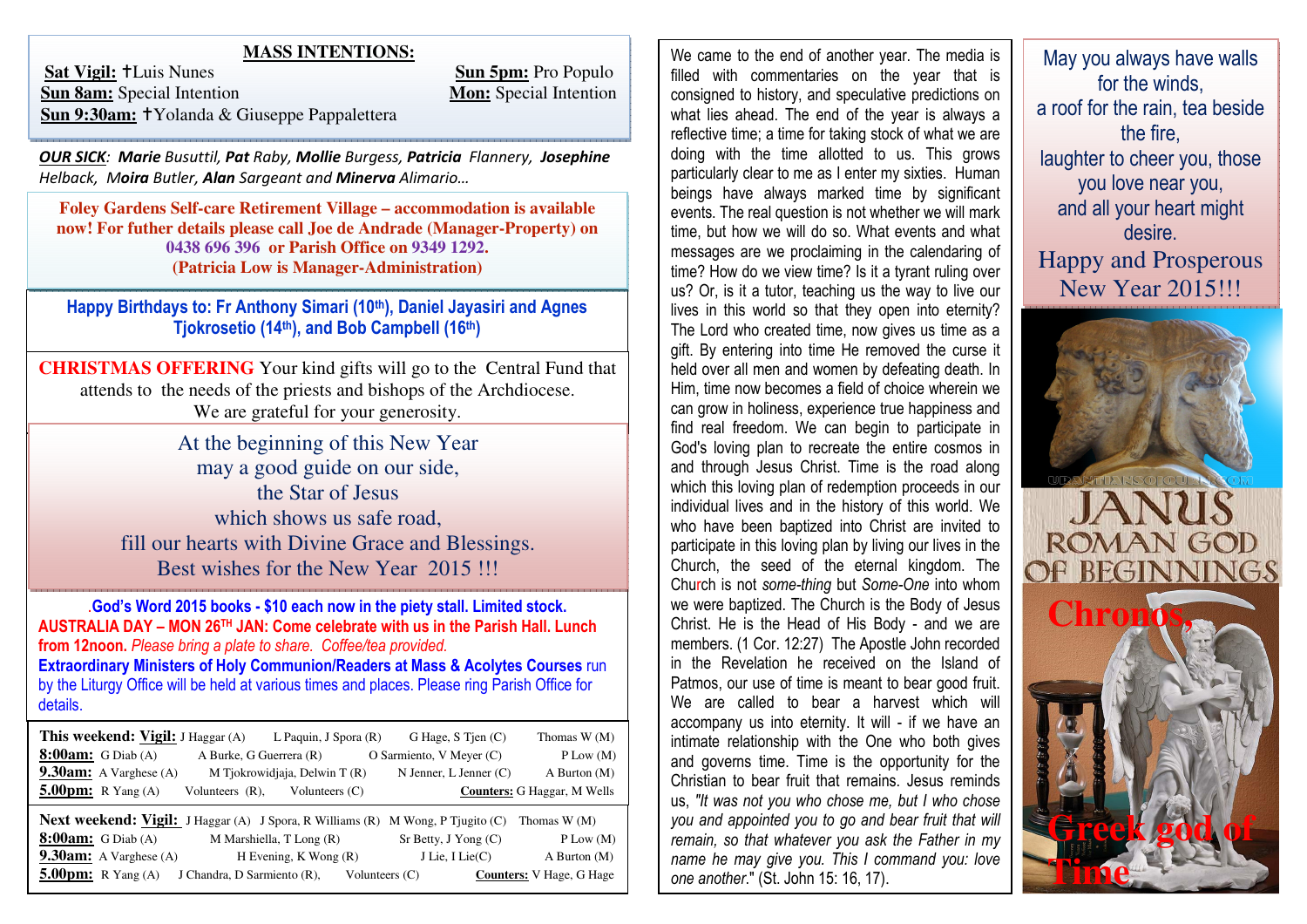## MASS INTENTIONS:

**Sat Vigil:** †Luis Nunes
**Sun 5pm:** Pro Populo
**Sun 8am:** Special Intention
**Mon:** Special Intention
**Sun 9:30am:** †Yolanda & Giuseppe Pappalettera

***OUR SICK***: ***Marie*** *Busuttil,* ***Pat*** *Raby,* ***Mollie*** *Burgess,* ***Patricia*** *Flannery,* ***Josephine*** *Helback,* ***Moira*** *Butler,* ***Alan*** *Sargeant and* ***Minerva*** *Alimario…*

**Foley Gardens Self-care Retirement Village – accommodation is available now! For futher details please call Joe de Andrade (Manager-Property) on 0438 696 396 or Parish Office on 9349 1292. (Patricia Low is Manager-Administration)**

**Happy Birthdays to: Fr Anthony Simari (10th), Daniel Jayasiri and Agnes Tjokrosetio (14th), and Bob Campbell (16th)**

**CHRISTMAS OFFERING** Your kind gifts will go to the Central Fund that attends to the needs of the priests and bishops of the Archdiocese. We are grateful for your generosity.

At the beginning of this New Year
may a good guide on our side,
the Star of Jesus
which shows us safe road,
fill our hearts with Divine Grace and Blessings.
Best wishes for the New Year 2015 !!!

**.God's Word 2015 books - $10 each now in the piety stall. Limited stock.**

**AUSTRALIA DAY – MON 26TH JAN: Come celebrate with us in the Parish Hall. Lunch from 12noon.** *Please bring a plate to share. Coffee/tea provided.*

**Extraordinary Ministers of Holy Communion/Readers at Mass & Acolytes Courses** run by the Liturgy Office will be held at various times and places. Please ring Parish Office for details.

| | | | | |
|---|---|---|---|---|
| **This weekend: Vigil:** | J Haggar (A) | L Paquin, J Spora (R) | G Hage, S Tjen (C) | Thomas W (M) |
| **8:00am:** | G Diab (A) | A Burke, G Guerrera (R) | O Sarmiento, V Meyer (C) | P Low (M) |
| **9.30am:** | A Varghese (A) | M Tjokrowidjaja, Delwin T (R) | N Jenner, L Jenner (C) | A Burton (M) |
| **5.00pm:** | R Yang (A) | Volunteers (R), | Volunteers (C) | **Counters:** G Haggar, M Wells |

| | | | | |
|---|---|---|---|---|
| **Next weekend: Vigil:** | J Haggar (A) | J Spora, R Williams (R) | M Wong, P Tjugito (C) | Thomas W (M) |
| **8:00am:** | G Diab (A) | M Marshiella, T Long (R) | Sr Betty, J Yong (C) | P Low (M) |
| **9.30am:** | A Varghese (A) | H Evening, K Wong (R) | J Lie, I Lie(C) | A Burton (M) |
| **5.00pm:** | R Yang (A) | J Chandra, D Sarmiento (R), | Volunteers (C) | **Counters:** V Hage, G Hage |

We came to the end of another year. The media is filled with commentaries on the year that is consigned to history, and speculative predictions on what lies ahead. The end of the year is always a reflective time; a time for taking stock of what we are doing with the time allotted to us. This grows particularly clear to me as I enter my sixties. Human beings have always marked time by significant events. The real question is not whether we will mark time, but how we will do so. What events and what messages are we proclaiming in the calendaring of time? How do we view time? Is it a tyrant ruling over us? Or, is it a tutor, teaching us the way to live our lives in this world so that they open into eternity? The Lord who created time, now gives us time as a gift. By entering into time He removed the curse it held over all men and women by defeating death. In Him, time now becomes a field of choice wherein we can grow in holiness, experience true happiness and find real freedom. We can begin to participate in God's loving plan to recreate the entire cosmos in and through Jesus Christ. Time is the road along which this loving plan of redemption proceeds in our individual lives and in the history of this world. We who have been baptized into Christ are invited to participate in this loving plan by living our lives in the Church, the seed of the eternal kingdom. The Church is not *some-thing* but *Some-One* into whom we were baptized. The Church is the Body of Jesus Christ. He is the Head of His Body - and we are members. (1 Cor. 12:27) The Apostle John recorded in the Revelation he received on the Island of Patmos, our use of time is meant to bear good fruit. We are called to bear a harvest which will accompany us into eternity. It will - if we have an intimate relationship with the One who both gives and governs time. Time is the opportunity for the Christian to bear fruit that remains. Jesus reminds us, *"It was not you who chose me, but I who chose you and appointed you to go and bear fruit that will remain, so that whatever you ask the Father in my name he may give you. This I command you: love one another."* (St. John 15: 16, 17).

May you always have walls for the winds,
a roof for the rain, tea beside the fire,
laughter to cheer you, those you love near you,
and all your heart might desire.
Happy and Prosperous New Year 2015!!!

JANUS
ROMAN GOD OF BEGINNINGS

Chronos,
Greek god of Time